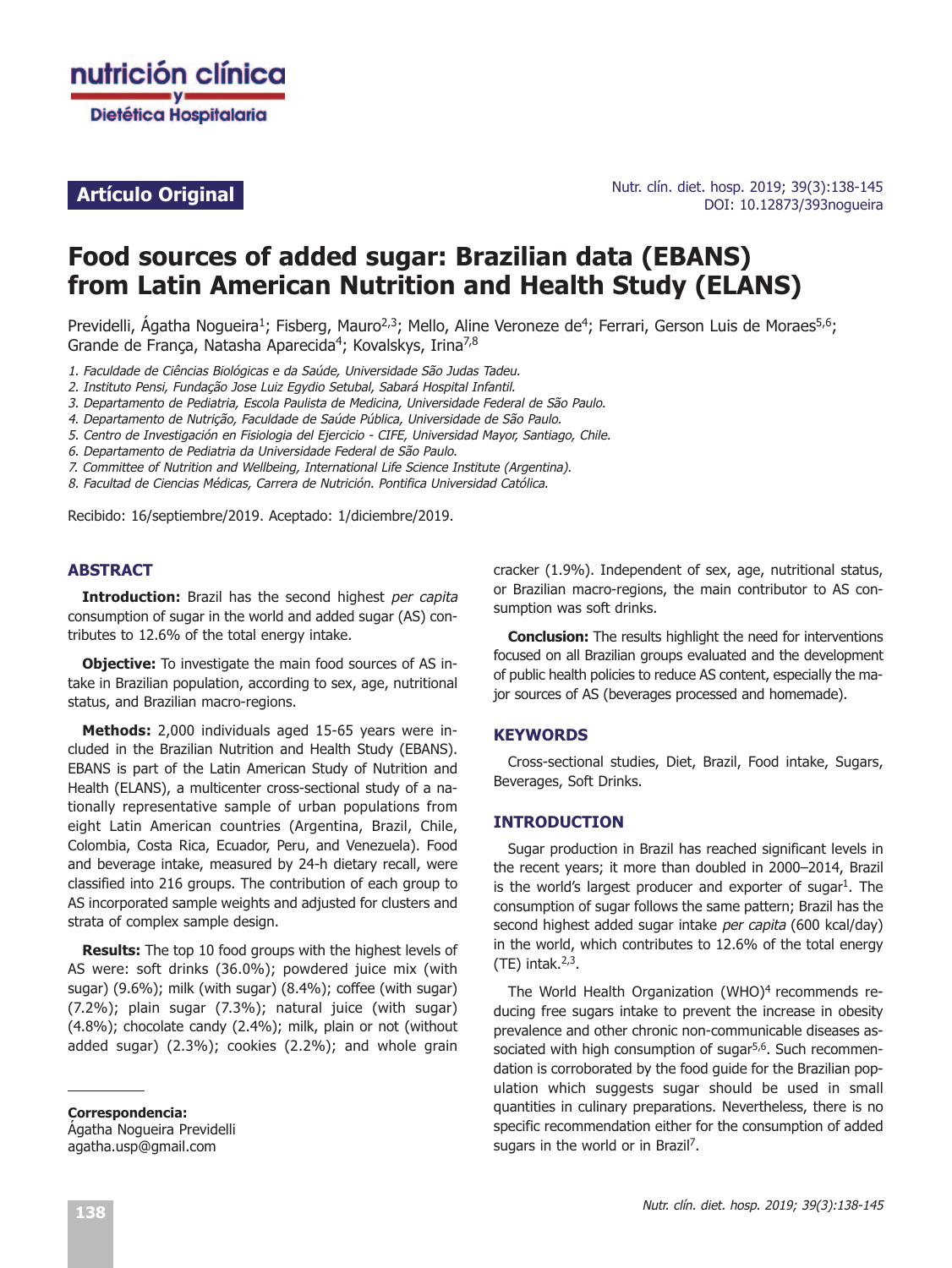**Artículo Original**

# Food sources of added sugar: Brazilian data (EBANS) from Latin American Nutrition and Health Study (ELANS)

Previdelli, Ágatha Nogueira[1]; Fisberg, Mauro[2,3]; Mello, Aline Veroneze de[4]; Ferrari, Gerson Luis de Moraes[5,6]; Grande de França, Natasha Aparecida[4]; Kovalskys, Irina[7,8]

*1. Faculdade de Ciências Biológicas e da Saúde, Universidade São Judas Tadeu.*
*2. Instituto Pensi, Fundação Jose Luiz Egydio Setubal, Sabará Hospital Infantil.*
*3. Departamento de Pediatria, Escola Paulista de Medicina, Universidade Federal de São Paulo.*
*4. Departamento de Nutrição, Faculdade de Saúde Pública, Universidade de São Paulo.*
*5. Centro de Investigación en Fisiologia del Ejercicio - CIFE, Universidad Mayor, Santiago, Chile.*
*6. Departamento de Pediatria da Universidade Federal de São Paulo.*
*7. Committee of Nutrition and Wellbeing, International Life Science Institute (Argentina).*
*8. Facultad de Ciencias Médicas, Carrera de Nutrición. Pontifica Universidad Católica.*

Recibido: 16/septiembre/2019. Aceptado: 1/diciembre/2019.

## ABSTRACT

**Introduction:** Brazil has the second highest *per capita* consumption of sugar in the world and added sugar (AS) contributes to 12.6% of the total energy intake.

**Objective:** To investigate the main food sources of AS intake in Brazilian population, according to sex, age, nutritional status, and Brazilian macro-regions.

**Methods:** 2,000 individuals aged 15-65 years were included in the Brazilian Nutrition and Health Study (EBANS). EBANS is part of the Latin American Study of Nutrition and Health (ELANS), a multicenter cross-sectional study of a nationally representative sample of urban populations from eight Latin American countries (Argentina, Brazil, Chile, Colombia, Costa Rica, Ecuador, Peru, and Venezuela). Food and beverage intake, measured by 24-h dietary recall, were classified into 216 groups. The contribution of each group to AS incorporated sample weights and adjusted for clusters and strata of complex sample design.

**Results:** The top 10 food groups with the highest levels of AS were: soft drinks (36.0%); powdered juice mix (with sugar) (9.6%); milk (with sugar) (8.4%); coffee (with sugar) (7.2%); plain sugar (7.3%); natural juice (with sugar) (4.8%); chocolate candy (2.4%); milk, plain or not (without added sugar) (2.3%); cookies (2.2%); and whole grain cracker (1.9%). Independent of sex, age, nutritional status, or Brazilian macro-regions, the main contributor to AS consumption was soft drinks.

**Conclusion:** The results highlight the need for interventions focused on all Brazilian groups evaluated and the development of public health policies to reduce AS content, especially the major sources of AS (beverages processed and homemade).

## KEYWORDS

Cross-sectional studies, Diet, Brazil, Food intake, Sugars, Beverages, Soft Drinks.

## INTRODUCTION

Sugar production in Brazil has reached significant levels in the recent years; it more than doubled in 2000–2014, Brazil is the world's largest producer and exporter of sugar[1]. The consumption of sugar follows the same pattern; Brazil has the second highest added sugar intake *per capita* (600 kcal/day) in the world, which contributes to 12.6% of the total energy (TE) intak.[2,3].

The World Health Organization (WHO)[4] recommends reducing free sugars intake to prevent the increase in obesity prevalence and other chronic non-communicable diseases associated with high consumption of sugar[5,6]. Such recommendation is corroborated by the food guide for the Brazilian population which suggests sugar should be used in small quantities in culinary preparations. Nevertheless, there is no specific recommendation either for the consumption of added sugars in the world or in Brazil[7].

**Correspondencia:**
Ágatha Nogueira Previdelli
agatha.usp@gmail.com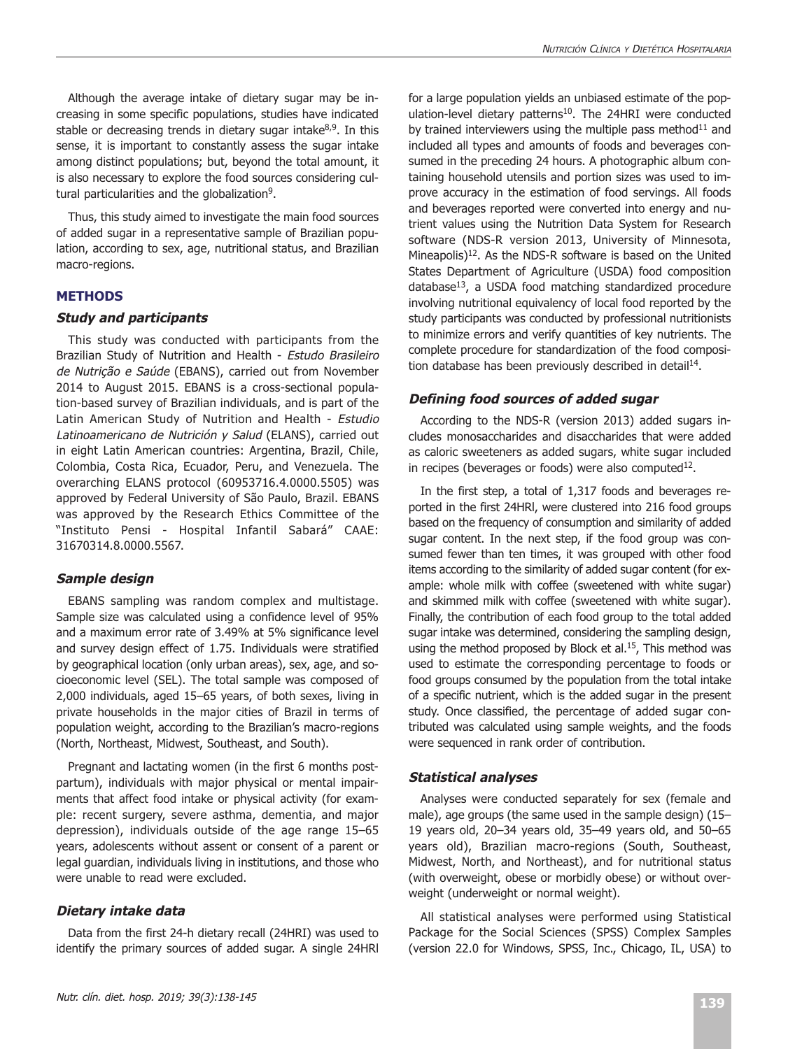Although the average intake of dietary sugar may be increasing in some specific populations, studies have indicated stable or decreasing trends in dietary sugar intake[8,9]. In this sense, it is important to constantly assess the sugar intake among distinct populations; but, beyond the total amount, it is also necessary to explore the food sources considering cultural particularities and the globalization[9].

Thus, this study aimed to investigate the main food sources of added sugar in a representative sample of Brazilian population, according to sex, age, nutritional status, and Brazilian macro-regions.

## METHODS

### *Study and participants*

This study was conducted with participants from the Brazilian Study of Nutrition and Health - *Estudo Brasileiro de Nutrição e Saúde* (EBANS), carried out from November 2014 to August 2015. EBANS is a cross-sectional population-based survey of Brazilian individuals, and is part of the Latin American Study of Nutrition and Health - *Estudio Latinoamericano de Nutrición y Salud* (ELANS), carried out in eight Latin American countries: Argentina, Brazil, Chile, Colombia, Costa Rica, Ecuador, Peru, and Venezuela. The overarching ELANS protocol (60953716.4.0000.5505) was approved by Federal University of São Paulo, Brazil. EBANS was approved by the Research Ethics Committee of the "Instituto Pensi - Hospital Infantil Sabará" CAAE: 31670314.8.0000.5567.

### *Sample design*

EBANS sampling was random complex and multistage. Sample size was calculated using a confidence level of 95% and a maximum error rate of 3.49% at 5% significance level and survey design effect of 1.75. Individuals were stratified by geographical location (only urban areas), sex, age, and socioeconomic level (SEL). The total sample was composed of 2,000 individuals, aged 15–65 years, of both sexes, living in private households in the major cities of Brazil in terms of population weight, according to the Brazilian's macro-regions (North, Northeast, Midwest, Southeast, and South).

Pregnant and lactating women (in the first 6 months postpartum), individuals with major physical or mental impairments that affect food intake or physical activity (for example: recent surgery, severe asthma, dementia, and major depression), individuals outside of the age range 15–65 years, adolescents without assent or consent of a parent or legal guardian, individuals living in institutions, and those who were unable to read were excluded.

### *Dietary intake data*

Data from the first 24-h dietary recall (24HRI) was used to identify the primary sources of added sugar. A single 24HRI for a large population yields an unbiased estimate of the population-level dietary patterns[10]. The 24HRI were conducted by trained interviewers using the multiple pass method[11] and included all types and amounts of foods and beverages consumed in the preceding 24 hours. A photographic album containing household utensils and portion sizes was used to improve accuracy in the estimation of food servings. All foods and beverages reported were converted into energy and nutrient values using the Nutrition Data System for Research software (NDS-R version 2013, University of Minnesota, Mineapolis)[12]. As the NDS-R software is based on the United States Department of Agriculture (USDA) food composition database[13], a USDA food matching standardized procedure involving nutritional equivalency of local food reported by the study participants was conducted by professional nutritionists to minimize errors and verify quantities of key nutrients. The complete procedure for standardization of the food composition database has been previously described in detail[14].

### *Defining food sources of added sugar*

According to the NDS-R (version 2013) added sugars includes monosaccharides and disaccharides that were added as caloric sweeteners as added sugars, white sugar included in recipes (beverages or foods) were also computed[12].

In the first step, a total of 1,317 foods and beverages reported in the first 24HRl, were clustered into 216 food groups based on the frequency of consumption and similarity of added sugar content. In the next step, if the food group was consumed fewer than ten times, it was grouped with other food items according to the similarity of added sugar content (for example: whole milk with coffee (sweetened with white sugar) and skimmed milk with coffee (sweetened with white sugar). Finally, the contribution of each food group to the total added sugar intake was determined, considering the sampling design, using the method proposed by Block et al.[15], This method was used to estimate the corresponding percentage to foods or food groups consumed by the population from the total intake of a specific nutrient, which is the added sugar in the present study. Once classified, the percentage of added sugar contributed was calculated using sample weights, and the foods were sequenced in rank order of contribution.

### *Statistical analyses*

Analyses were conducted separately for sex (female and male), age groups (the same used in the sample design) (15–19 years old, 20–34 years old, 35–49 years old, and 50–65 years old), Brazilian macro-regions (South, Southeast, Midwest, North, and Northeast), and for nutritional status (with overweight, obese or morbidly obese) or without overweight (underweight or normal weight).

All statistical analyses were performed using Statistical Package for the Social Sciences (SPSS) Complex Samples (version 22.0 for Windows, SPSS, Inc., Chicago, IL, USA) to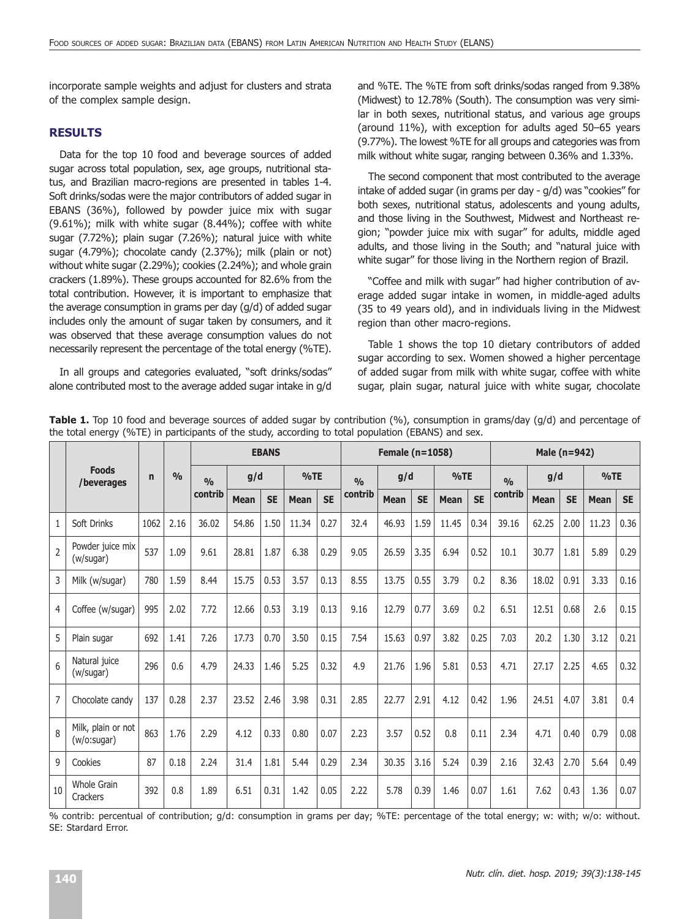incorporate sample weights and adjust for clusters and strata of the complex sample design.

## RESULTS

Data for the top 10 food and beverage sources of added sugar across total population, sex, age groups, nutritional status, and Brazilian macro-regions are presented in tables 1-4. Soft drinks/sodas were the major contributors of added sugar in EBANS (36%), followed by powder juice mix with sugar (9.61%); milk with white sugar (8.44%); coffee with white sugar (7.72%); plain sugar (7.26%); natural juice with white sugar (4.79%); chocolate candy (2.37%); milk (plain or not) without white sugar (2.29%); cookies (2.24%); and whole grain crackers (1.89%). These groups accounted for 82.6% from the total contribution. However, it is important to emphasize that the average consumption in grams per day (g/d) of added sugar includes only the amount of sugar taken by consumers, and it was observed that these average consumption values do not necessarily represent the percentage of the total energy (%TE).

In all groups and categories evaluated, "soft drinks/sodas" alone contributed most to the average added sugar intake in g/d and %TE. The %TE from soft drinks/sodas ranged from 9.38% (Midwest) to 12.78% (South). The consumption was very similar in both sexes, nutritional status, and various age groups (around 11%), with exception for adults aged 50–65 years (9.77%). The lowest %TE for all groups and categories was from milk without white sugar, ranging between 0.36% and 1.33%.

The second component that most contributed to the average intake of added sugar (in grams per day - g/d) was "cookies" for both sexes, nutritional status, adolescents and young adults, and those living in the Southwest, Midwest and Northeast region; "powder juice mix with sugar" for adults, middle aged adults, and those living in the South; and "natural juice with white sugar" for those living in the Northern region of Brazil.

"Coffee and milk with sugar" had higher contribution of average added sugar intake in women, in middle-aged adults (35 to 49 years old), and in individuals living in the Midwest region than other macro-regions.

Table 1 shows the top 10 dietary contributors of added sugar according to sex. Women showed a higher percentage of added sugar from milk with white sugar, coffee with white sugar, plain sugar, natural juice with white sugar, chocolate

**Table 1.** Top 10 food and beverage sources of added sugar by contribution (%), consumption in grams/day (g/d) and percentage of the total energy (%TE) in participants of the study, according to total population (EBANS) and sex.

| | Foods /beverages | n | % | EBANS | | | | | Female (n=1058) | | | | | Male (n=942) | | | | |
|---|---|---|---|---|---|---|---|---|---|---|---|---|---|---|---|---|---|---|
| | | | | % contrib | g/d | | %TE | | % contrib | g/d | | %TE | | % contrib | g/d | | %TE | |
| | | | | | Mean | SE | Mean | SE | | Mean | SE | Mean | SE | | Mean | SE | Mean | SE |
| 1 | Soft Drinks | 1062 | 2.16 | 36.02 | 54.86 | 1.50 | 11.34 | 0.27 | 32.4 | 46.93 | 1.59 | 11.45 | 0.34 | 39.16 | 62.25 | 2.00 | 11.23 | 0.36 |
| 2 | Powder juice mix (w/sugar) | 537 | 1.09 | 9.61 | 28.81 | 1.87 | 6.38 | 0.29 | 9.05 | 26.59 | 3.35 | 6.94 | 0.52 | 10.1 | 30.77 | 1.81 | 5.89 | 0.29 |
| 3 | Milk (w/sugar) | 780 | 1.59 | 8.44 | 15.75 | 0.53 | 3.57 | 0.13 | 8.55 | 13.75 | 0.55 | 3.79 | 0.2 | 8.36 | 18.02 | 0.91 | 3.33 | 0.16 |
| 4 | Coffee (w/sugar) | 995 | 2.02 | 7.72 | 12.66 | 0.53 | 3.19 | 0.13 | 9.16 | 12.79 | 0.77 | 3.69 | 0.2 | 6.51 | 12.51 | 0.68 | 2.6 | 0.15 |
| 5 | Plain sugar | 692 | 1.41 | 7.26 | 17.73 | 0.70 | 3.50 | 0.15 | 7.54 | 15.63 | 0.97 | 3.82 | 0.25 | 7.03 | 20.2 | 1.30 | 3.12 | 0.21 |
| 6 | Natural juice (w/sugar) | 296 | 0.6 | 4.79 | 24.33 | 1.46 | 5.25 | 0.32 | 4.9 | 21.76 | 1.96 | 5.81 | 0.53 | 4.71 | 27.17 | 2.25 | 4.65 | 0.32 |
| 7 | Chocolate candy | 137 | 0.28 | 2.37 | 23.52 | 2.46 | 3.98 | 0.31 | 2.85 | 22.77 | 2.91 | 4.12 | 0.42 | 1.96 | 24.51 | 4.07 | 3.81 | 0.4 |
| 8 | Milk, plain or not (w/o:sugar) | 863 | 1.76 | 2.29 | 4.12 | 0.33 | 0.80 | 0.07 | 2.23 | 3.57 | 0.52 | 0.8 | 0.11 | 2.34 | 4.71 | 0.40 | 0.79 | 0.08 |
| 9 | Cookies | 87 | 0.18 | 2.24 | 31.4 | 1.81 | 5.44 | 0.29 | 2.34 | 30.35 | 3.16 | 5.24 | 0.39 | 2.16 | 32.43 | 2.70 | 5.64 | 0.49 |
| 10 | Whole Grain Crackers | 392 | 0.8 | 1.89 | 6.51 | 0.31 | 1.42 | 0.05 | 2.22 | 5.78 | 0.39 | 1.46 | 0.07 | 1.61 | 7.62 | 0.43 | 1.36 | 0.07 |

% contrib: percentual of contribution; g/d: consumption in grams per day; %TE: percentage of the total energy; w: with; w/o: without. SE: Stardard Error.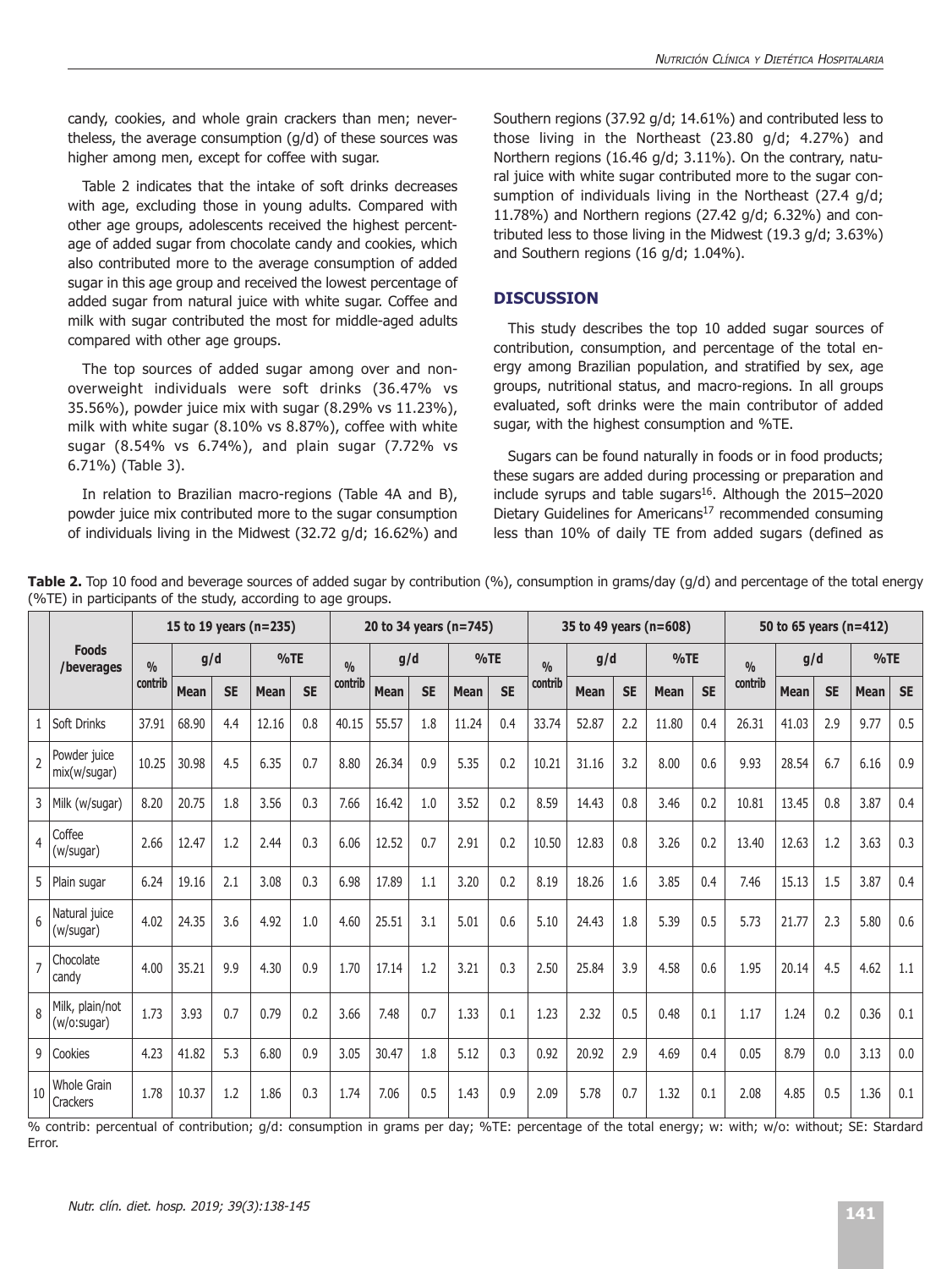candy, cookies, and whole grain crackers than men; nevertheless, the average consumption (g/d) of these sources was higher among men, except for coffee with sugar.

Table 2 indicates that the intake of soft drinks decreases with age, excluding those in young adults. Compared with other age groups, adolescents received the highest percentage of added sugar from chocolate candy and cookies, which also contributed more to the average consumption of added sugar in this age group and received the lowest percentage of added sugar from natural juice with white sugar. Coffee and milk with sugar contributed the most for middle-aged adults compared with other age groups.

The top sources of added sugar among over and non-overweight individuals were soft drinks (36.47% vs 35.56%), powder juice mix with sugar (8.29% vs 11.23%), milk with white sugar (8.10% vs 8.87%), coffee with white sugar (8.54% vs 6.74%), and plain sugar (7.72% vs 6.71%) (Table 3).

In relation to Brazilian macro-regions (Table 4A and B), powder juice mix contributed more to the sugar consumption of individuals living in the Midwest (32.72 g/d; 16.62%) and Southern regions (37.92 g/d; 14.61%) and contributed less to those living in the Northeast (23.80 g/d; 4.27%) and Northern regions (16.46 g/d; 3.11%). On the contrary, natural juice with white sugar contributed more to the sugar consumption of individuals living in the Northeast (27.4 g/d; 11.78%) and Northern regions (27.42 g/d; 6.32%) and contributed less to those living in the Midwest (19.3 g/d; 3.63%) and Southern regions (16 g/d; 1.04%).

## DISCUSSION

This study describes the top 10 added sugar sources of contribution, consumption, and percentage of the total energy among Brazilian population, and stratified by sex, age groups, nutritional status, and macro-regions. In all groups evaluated, soft drinks were the main contributor of added sugar, with the highest consumption and %TE.

Sugars can be found naturally in foods or in food products; these sugars are added during processing or preparation and include syrups and table sugars[16]. Although the 2015–2020 Dietary Guidelines for Americans[17] recommended consuming less than 10% of daily TE from added sugars (defined as

**Table 2.** Top 10 food and beverage sources of added sugar by contribution (%), consumption in grams/day (g/d) and percentage of the total energy (%TE) in participants of the study, according to age groups.

| | Foods /beverages | 15 to 19 years (n=235) | | | | | 20 to 34 years (n=745) | | | | | 35 to 49 years (n=608) | | | | | 50 to 65 years (n=412) | | | | |
|---|---|---|---|---|---|---|---|---|---|---|---|---|---|---|---|---|---|---|---|---|---|
| | | % contrib | g/d | | %TE | | % contrib | g/d | | %TE | | % contrib | g/d | | %TE | | % contrib | g/d | | %TE | |
| | | | Mean | SE | Mean | SE | | Mean | SE | Mean | SE | | Mean | SE | Mean | SE | | Mean | SE | Mean | SE |
| 1 | Soft Drinks | 37.91 | 68.90 | 4.4 | 12.16 | 0.8 | 40.15 | 55.57 | 1.8 | 11.24 | 0.4 | 33.74 | 52.87 | 2.2 | 11.80 | 0.4 | 26.31 | 41.03 | 2.9 | 9.77 | 0.5 |
| 2 | Powder juice mix(w/sugar) | 10.25 | 30.98 | 4.5 | 6.35 | 0.7 | 8.80 | 26.34 | 0.9 | 5.35 | 0.2 | 10.21 | 31.16 | 3.2 | 8.00 | 0.6 | 9.93 | 28.54 | 6.7 | 6.16 | 0.9 |
| 3 | Milk (w/sugar) | 8.20 | 20.75 | 1.8 | 3.56 | 0.3 | 7.66 | 16.42 | 1.0 | 3.52 | 0.2 | 8.59 | 14.43 | 0.8 | 3.46 | 0.2 | 10.81 | 13.45 | 0.8 | 3.87 | 0.4 |
| 4 | Coffee (w/sugar) | 2.66 | 12.47 | 1.2 | 2.44 | 0.3 | 6.06 | 12.52 | 0.7 | 2.91 | 0.2 | 10.50 | 12.83 | 0.8 | 3.26 | 0.2 | 13.40 | 12.63 | 1.2 | 3.63 | 0.3 |
| 5 | Plain sugar | 6.24 | 19.16 | 2.1 | 3.08 | 0.3 | 6.98 | 17.89 | 1.1 | 3.20 | 0.2 | 8.19 | 18.26 | 1.6 | 3.85 | 0.4 | 7.46 | 15.13 | 1.5 | 3.87 | 0.4 |
| 6 | Natural juice (w/sugar) | 4.02 | 24.35 | 3.6 | 4.92 | 1.0 | 4.60 | 25.51 | 3.1 | 5.01 | 0.6 | 5.10 | 24.43 | 1.8 | 5.39 | 0.5 | 5.73 | 21.77 | 2.3 | 5.80 | 0.6 |
| 7 | Chocolate candy | 4.00 | 35.21 | 9.9 | 4.30 | 0.9 | 1.70 | 17.14 | 1.2 | 3.21 | 0.3 | 2.50 | 25.84 | 3.9 | 4.58 | 0.6 | 1.95 | 20.14 | 4.5 | 4.62 | 1.1 |
| 8 | Milk, plain/not (w/o:sugar) | 1.73 | 3.93 | 0.7 | 0.79 | 0.2 | 3.66 | 7.48 | 0.7 | 1.33 | 0.1 | 1.23 | 2.32 | 0.5 | 0.48 | 0.1 | 1.17 | 1.24 | 0.2 | 0.36 | 0.1 |
| 9 | Cookies | 4.23 | 41.82 | 5.3 | 6.80 | 0.9 | 3.05 | 30.47 | 1.8 | 5.12 | 0.3 | 0.92 | 20.92 | 2.9 | 4.69 | 0.4 | 0.05 | 8.79 | 0.0 | 3.13 | 0.0 |
| 10 | Whole Grain Crackers | 1.78 | 10.37 | 1.2 | 1.86 | 0.3 | 1.74 | 7.06 | 0.5 | 1.43 | 0.9 | 2.09 | 5.78 | 0.7 | 1.32 | 0.1 | 2.08 | 4.85 | 0.5 | 1.36 | 0.1 |

% contrib: percentual of contribution; g/d: consumption in grams per day; %TE: percentage of the total energy; w: with; w/o: without; SE: Stardard Error.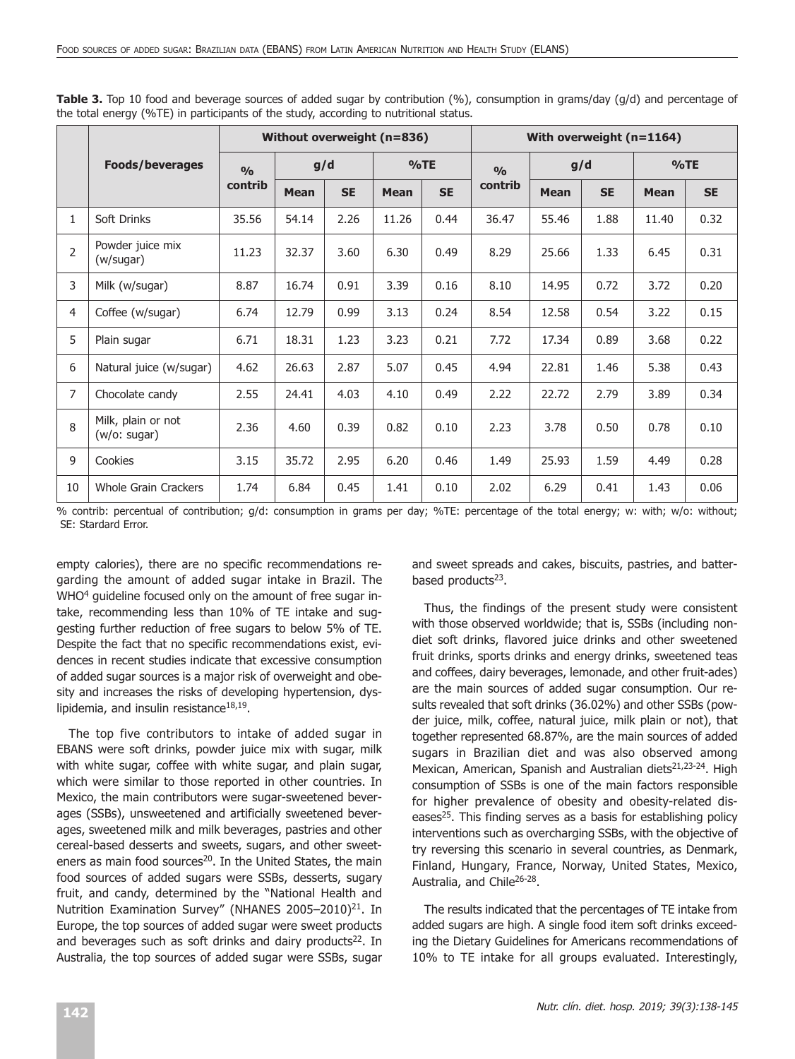**Table 3.** Top 10 food and beverage sources of added sugar by contribution (%), consumption in grams/day (g/d) and percentage of the total energy (%TE) in participants of the study, according to nutritional status.

| | Foods/beverages | Without overweight (n=836) | | | | | With overweight (n=1164) | | | | |
|---|---|---|---|---|---|---|---|---|---|---|---|
| | | % contrib | g/d | | %TE | | % contrib | g/d | | %TE | |
| | | | Mean | SE | Mean | SE | | Mean | SE | Mean | SE |
| 1 | Soft Drinks | 35.56 | 54.14 | 2.26 | 11.26 | 0.44 | 36.47 | 55.46 | 1.88 | 11.40 | 0.32 |
| 2 | Powder juice mix (w/sugar) | 11.23 | 32.37 | 3.60 | 6.30 | 0.49 | 8.29 | 25.66 | 1.33 | 6.45 | 0.31 |
| 3 | Milk (w/sugar) | 8.87 | 16.74 | 0.91 | 3.39 | 0.16 | 8.10 | 14.95 | 0.72 | 3.72 | 0.20 |
| 4 | Coffee (w/sugar) | 6.74 | 12.79 | 0.99 | 3.13 | 0.24 | 8.54 | 12.58 | 0.54 | 3.22 | 0.15 |
| 5 | Plain sugar | 6.71 | 18.31 | 1.23 | 3.23 | 0.21 | 7.72 | 17.34 | 0.89 | 3.68 | 0.22 |
| 6 | Natural juice (w/sugar) | 4.62 | 26.63 | 2.87 | 5.07 | 0.45 | 4.94 | 22.81 | 1.46 | 5.38 | 0.43 |
| 7 | Chocolate candy | 2.55 | 24.41 | 4.03 | 4.10 | 0.49 | 2.22 | 22.72 | 2.79 | 3.89 | 0.34 |
| 8 | Milk, plain or not (w/o: sugar) | 2.36 | 4.60 | 0.39 | 0.82 | 0.10 | 2.23 | 3.78 | 0.50 | 0.78 | 0.10 |
| 9 | Cookies | 3.15 | 35.72 | 2.95 | 6.20 | 0.46 | 1.49 | 25.93 | 1.59 | 4.49 | 0.28 |
| 10 | Whole Grain Crackers | 1.74 | 6.84 | 0.45 | 1.41 | 0.10 | 2.02 | 6.29 | 0.41 | 1.43 | 0.06 |

% contrib: percentual of contribution; g/d: consumption in grams per day; %TE: percentage of the total energy; w: with; w/o: without; SE: Stardard Error.

empty calories), there are no specific recommendations regarding the amount of added sugar intake in Brazil. The WHO[4] guideline focused only on the amount of free sugar intake, recommending less than 10% of TE intake and suggesting further reduction of free sugars to below 5% of TE. Despite the fact that no specific recommendations exist, evidences in recent studies indicate that excessive consumption of added sugar sources is a major risk of overweight and obesity and increases the risks of developing hypertension, dyslipidemia, and insulin resistance[18,19].

The top five contributors to intake of added sugar in EBANS were soft drinks, powder juice mix with sugar, milk with white sugar, coffee with white sugar, and plain sugar, which were similar to those reported in other countries. In Mexico, the main contributors were sugar-sweetened beverages (SSBs), unsweetened and artificially sweetened beverages, sweetened milk and milk beverages, pastries and other cereal-based desserts and sweets, sugars, and other sweeteners as main food sources[20]. In the United States, the main food sources of added sugars were SSBs, desserts, sugary fruit, and candy, determined by the "National Health and Nutrition Examination Survey" (NHANES 2005–2010)[21]. In Europe, the top sources of added sugar were sweet products and beverages such as soft drinks and dairy products[22]. In Australia, the top sources of added sugar were SSBs, sugar and sweet spreads and cakes, biscuits, pastries, and batter-based products[23].

Thus, the findings of the present study were consistent with those observed worldwide; that is, SSBs (including non-diet soft drinks, flavored juice drinks and other sweetened fruit drinks, sports drinks and energy drinks, sweetened teas and coffees, dairy beverages, lemonade, and other fruit-ades) are the main sources of added sugar consumption. Our results revealed that soft drinks (36.02%) and other SSBs (powder juice, milk, coffee, natural juice, milk plain or not), that together represented 68.87%, are the main sources of added sugars in Brazilian diet and was also observed among Mexican, American, Spanish and Australian diets[21,23-24]. High consumption of SSBs is one of the main factors responsible for higher prevalence of obesity and obesity-related diseases[25]. This finding serves as a basis for establishing policy interventions such as overcharging SSBs, with the objective of try reversing this scenario in several countries, as Denmark, Finland, Hungary, France, Norway, United States, Mexico, Australia, and Chile[26-28].

The results indicated that the percentages of TE intake from added sugars are high. A single food item soft drinks exceeding the Dietary Guidelines for Americans recommendations of 10% to TE intake for all groups evaluated. Interestingly,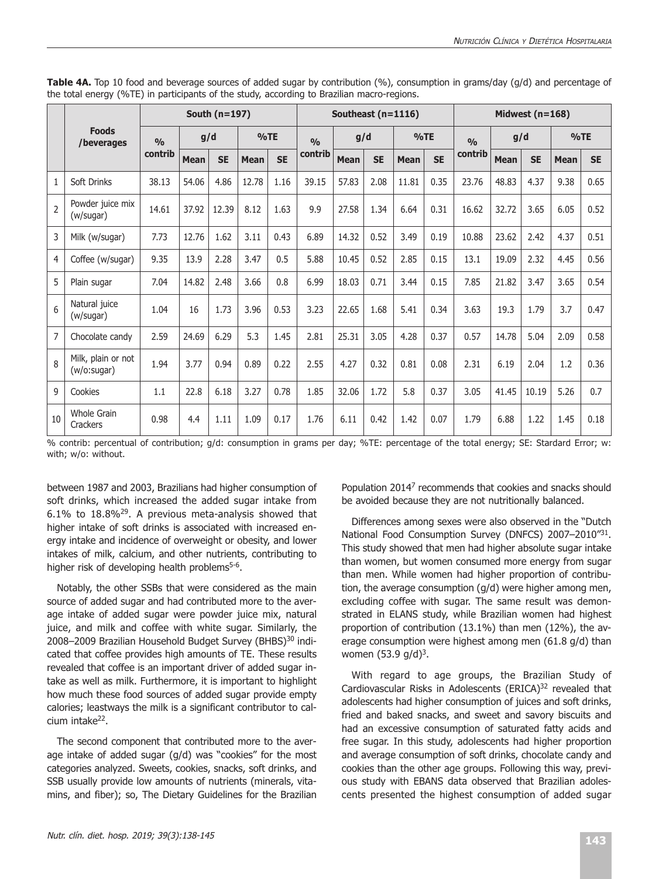**Table 4A.** Top 10 food and beverage sources of added sugar by contribution (%), consumption in grams/day (g/d) and percentage of the total energy (%TE) in participants of the study, according to Brazilian macro-regions.

| | Foods /beverages | South (n=197) | | | | | Southeast (n=1116) | | | | | Midwest (n=168) | | | | |
|---|---|---|---|---|---|---|---|---|---|---|---|---|---|---|---|---|
| | | % contrib | g/d | | %TE | | % contrib | g/d | | %TE | | % contrib | g/d | | %TE | |
| | | | Mean | SE | Mean | SE | | Mean | SE | Mean | SE | | Mean | SE | Mean | SE |
| 1 | Soft Drinks | 38.13 | 54.06 | 4.86 | 12.78 | 1.16 | 39.15 | 57.83 | 2.08 | 11.81 | 0.35 | 23.76 | 48.83 | 4.37 | 9.38 | 0.65 |
| 2 | Powder juice mix (w/sugar) | 14.61 | 37.92 | 12.39 | 8.12 | 1.63 | 9.9 | 27.58 | 1.34 | 6.64 | 0.31 | 16.62 | 32.72 | 3.65 | 6.05 | 0.52 |
| 3 | Milk (w/sugar) | 7.73 | 12.76 | 1.62 | 3.11 | 0.43 | 6.89 | 14.32 | 0.52 | 3.49 | 0.19 | 10.88 | 23.62 | 2.42 | 4.37 | 0.51 |
| 4 | Coffee (w/sugar) | 9.35 | 13.9 | 2.28 | 3.47 | 0.5 | 5.88 | 10.45 | 0.52 | 2.85 | 0.15 | 13.1 | 19.09 | 2.32 | 4.45 | 0.56 |
| 5 | Plain sugar | 7.04 | 14.82 | 2.48 | 3.66 | 0.8 | 6.99 | 18.03 | 0.71 | 3.44 | 0.15 | 7.85 | 21.82 | 3.47 | 3.65 | 0.54 |
| 6 | Natural juice (w/sugar) | 1.04 | 16 | 1.73 | 3.96 | 0.53 | 3.23 | 22.65 | 1.68 | 5.41 | 0.34 | 3.63 | 19.3 | 1.79 | 3.7 | 0.47 |
| 7 | Chocolate candy | 2.59 | 24.69 | 6.29 | 5.3 | 1.45 | 2.81 | 25.31 | 3.05 | 4.28 | 0.37 | 0.57 | 14.78 | 5.04 | 2.09 | 0.58 |
| 8 | Milk, plain or not (w/o:sugar) | 1.94 | 3.77 | 0.94 | 0.89 | 0.22 | 2.55 | 4.27 | 0.32 | 0.81 | 0.08 | 2.31 | 6.19 | 2.04 | 1.2 | 0.36 |
| 9 | Cookies | 1.1 | 22.8 | 6.18 | 3.27 | 0.78 | 1.85 | 32.06 | 1.72 | 5.8 | 0.37 | 3.05 | 41.45 | 10.19 | 5.26 | 0.7 |
| 10 | Whole Grain Crackers | 0.98 | 4.4 | 1.11 | 1.09 | 0.17 | 1.76 | 6.11 | 0.42 | 1.42 | 0.07 | 1.79 | 6.88 | 1.22 | 1.45 | 0.18 |

% contrib: percentual of contribution; g/d: consumption in grams per day; %TE: percentage of the total energy; SE: Stardard Error; w: with; w/o: without.

between 1987 and 2003, Brazilians had higher consumption of soft drinks, which increased the added sugar intake from 6.1% to 18.8%[29]. A previous meta-analysis showed that higher intake of soft drinks is associated with increased energy intake and incidence of overweight or obesity, and lower intakes of milk, calcium, and other nutrients, contributing to higher risk of developing health problems[5-6].

Notably, the other SSBs that were considered as the main source of added sugar and had contributed more to the average intake of added sugar were powder juice mix, natural juice, and milk and coffee with white sugar. Similarly, the 2008–2009 Brazilian Household Budget Survey (BHBS)[30] indicated that coffee provides high amounts of TE. These results revealed that coffee is an important driver of added sugar intake as well as milk. Furthermore, it is important to highlight how much these food sources of added sugar provide empty calories; leastways the milk is a significant contributor to calcium intake[22].

The second component that contributed more to the average intake of added sugar (g/d) was "cookies" for the most categories analyzed. Sweets, cookies, snacks, soft drinks, and SSB usually provide low amounts of nutrients (minerals, vitamins, and fiber); so, The Dietary Guidelines for the Brazilian Population 2014[7] recommends that cookies and snacks should be avoided because they are not nutritionally balanced.

Differences among sexes were also observed in the "Dutch National Food Consumption Survey (DNFCS) 2007–2010"[31]. This study showed that men had higher absolute sugar intake than women, but women consumed more energy from sugar than men. While women had higher proportion of contribution, the average consumption (g/d) were higher among men, excluding coffee with sugar. The same result was demonstrated in ELANS study, while Brazilian women had highest proportion of contribution (13.1%) than men (12%), the average consumption were highest among men (61.8 g/d) than women (53.9 g/d)[3].

With regard to age groups, the Brazilian Study of Cardiovascular Risks in Adolescents (ERICA)[32] revealed that adolescents had higher consumption of juices and soft drinks, fried and baked snacks, and sweet and savory biscuits and had an excessive consumption of saturated fatty acids and free sugar. In this study, adolescents had higher proportion and average consumption of soft drinks, chocolate candy and cookies than the other age groups. Following this way, previous study with EBANS data observed that Brazilian adolescents presented the highest consumption of added sugar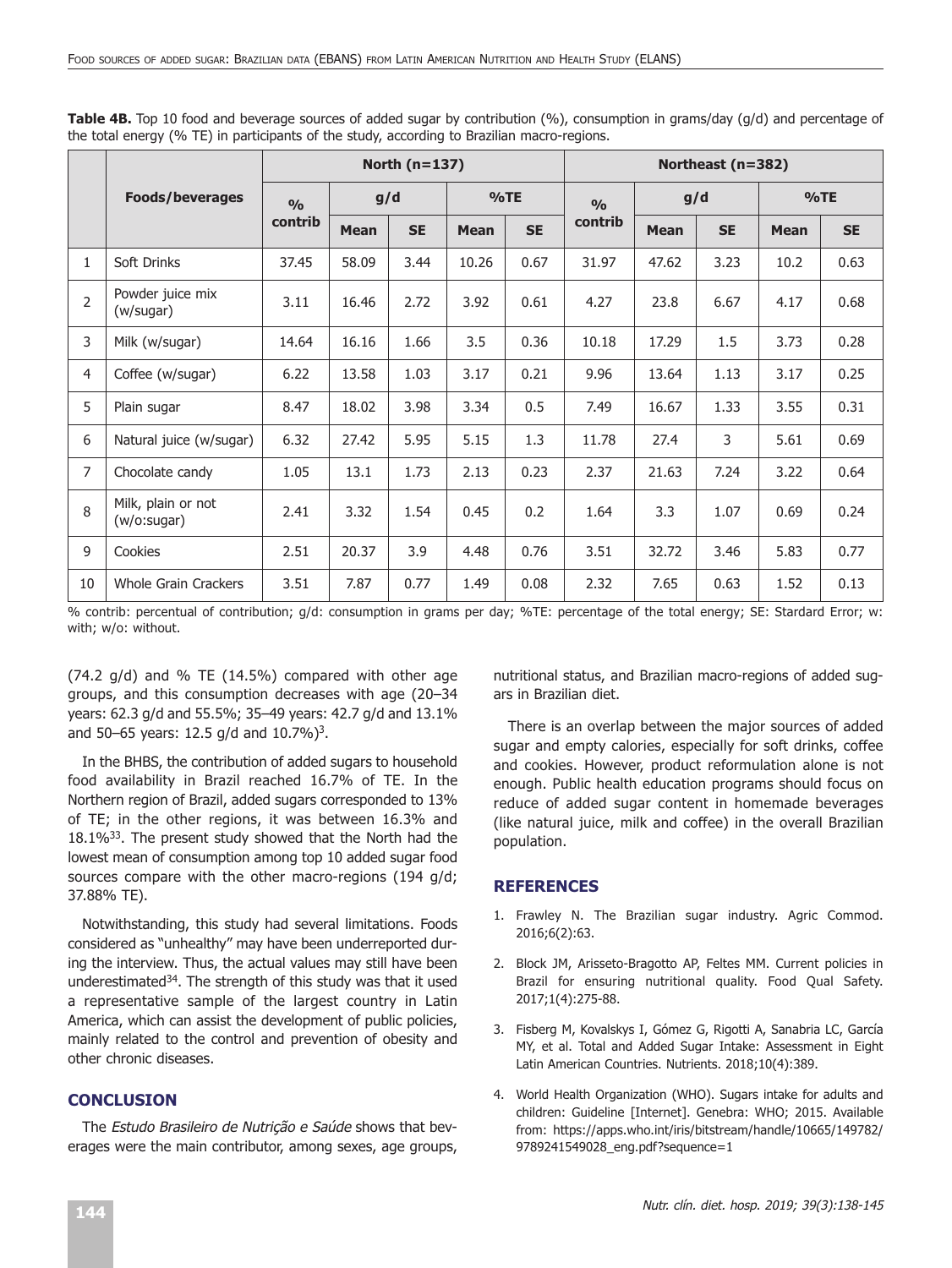**Table 4B.** Top 10 food and beverage sources of added sugar by contribution (%), consumption in grams/day (g/d) and percentage of the total energy (% TE) in participants of the study, according to Brazilian macro-regions.

| | Foods/beverages | North (n=137) | | | | | Northeast (n=382) | | | | |
|---|---|---|---|---|---|---|---|---|---|---|---|
| | | % contrib | g/d | | %TE | | % contrib | g/d | | %TE | |
| | | | Mean | SE | Mean | SE | | Mean | SE | Mean | SE |
| 1 | Soft Drinks | 37.45 | 58.09 | 3.44 | 10.26 | 0.67 | 31.97 | 47.62 | 3.23 | 10.2 | 0.63 |
| 2 | Powder juice mix (w/sugar) | 3.11 | 16.46 | 2.72 | 3.92 | 0.61 | 4.27 | 23.8 | 6.67 | 4.17 | 0.68 |
| 3 | Milk (w/sugar) | 14.64 | 16.16 | 1.66 | 3.5 | 0.36 | 10.18 | 17.29 | 1.5 | 3.73 | 0.28 |
| 4 | Coffee (w/sugar) | 6.22 | 13.58 | 1.03 | 3.17 | 0.21 | 9.96 | 13.64 | 1.13 | 3.17 | 0.25 |
| 5 | Plain sugar | 8.47 | 18.02 | 3.98 | 3.34 | 0.5 | 7.49 | 16.67 | 1.33 | 3.55 | 0.31 |
| 6 | Natural juice (w/sugar) | 6.32 | 27.42 | 5.95 | 5.15 | 1.3 | 11.78 | 27.4 | 3 | 5.61 | 0.69 |
| 7 | Chocolate candy | 1.05 | 13.1 | 1.73 | 2.13 | 0.23 | 2.37 | 21.63 | 7.24 | 3.22 | 0.64 |
| 8 | Milk, plain or not (w/o:sugar) | 2.41 | 3.32 | 1.54 | 0.45 | 0.2 | 1.64 | 3.3 | 1.07 | 0.69 | 0.24 |
| 9 | Cookies | 2.51 | 20.37 | 3.9 | 4.48 | 0.76 | 3.51 | 32.72 | 3.46 | 5.83 | 0.77 |
| 10 | Whole Grain Crackers | 3.51 | 7.87 | 0.77 | 1.49 | 0.08 | 2.32 | 7.65 | 0.63 | 1.52 | 0.13 |

% contrib: percentual of contribution; g/d: consumption in grams per day; %TE: percentage of the total energy; SE: Stardard Error; w: with; w/o: without.

(74.2 g/d) and % TE (14.5%) compared with other age groups, and this consumption decreases with age (20–34 years: 62.3 g/d and 55.5%; 35–49 years: 42.7 g/d and 13.1% and 50–65 years: 12.5 g/d and 10.7%)[3].

In the BHBS, the contribution of added sugars to household food availability in Brazil reached 16.7% of TE. In the Northern region of Brazil, added sugars corresponded to 13% of TE; in the other regions, it was between 16.3% and 18.1%[33]. The present study showed that the North had the lowest mean of consumption among top 10 added sugar food sources compare with the other macro-regions (194 g/d; 37.88% TE).

Notwithstanding, this study had several limitations. Foods considered as "unhealthy" may have been underreported during the interview. Thus, the actual values may still have been underestimated[34]. The strength of this study was that it used a representative sample of the largest country in Latin America, which can assist the development of public policies, mainly related to the control and prevention of obesity and other chronic diseases.

## CONCLUSION

The *Estudo Brasileiro de Nutrição e Saúde* shows that beverages were the main contributor, among sexes, age groups, nutritional status, and Brazilian macro-regions of added sugars in Brazilian diet.

There is an overlap between the major sources of added sugar and empty calories, especially for soft drinks, coffee and cookies. However, product reformulation alone is not enough. Public health education programs should focus on reduce of added sugar content in homemade beverages (like natural juice, milk and coffee) in the overall Brazilian population.

## REFERENCES

1. Frawley N. The Brazilian sugar industry. Agric Commod. 2016;6(2):63.
2. Block JM, Arisseto-Bragotto AP, Feltes MM. Current policies in Brazil for ensuring nutritional quality. Food Qual Safety. 2017;1(4):275-88.
3. Fisberg M, Kovalskys I, Gómez G, Rigotti A, Sanabria LC, García MY, et al. Total and Added Sugar Intake: Assessment in Eight Latin American Countries. Nutrients. 2018;10(4):389.
4. World Health Organization (WHO). Sugars intake for adults and children: Guideline [Internet]. Genebra: WHO; 2015. Available from: https://apps.who.int/iris/bitstream/handle/10665/149782/9789241549028_eng.pdf?sequence=1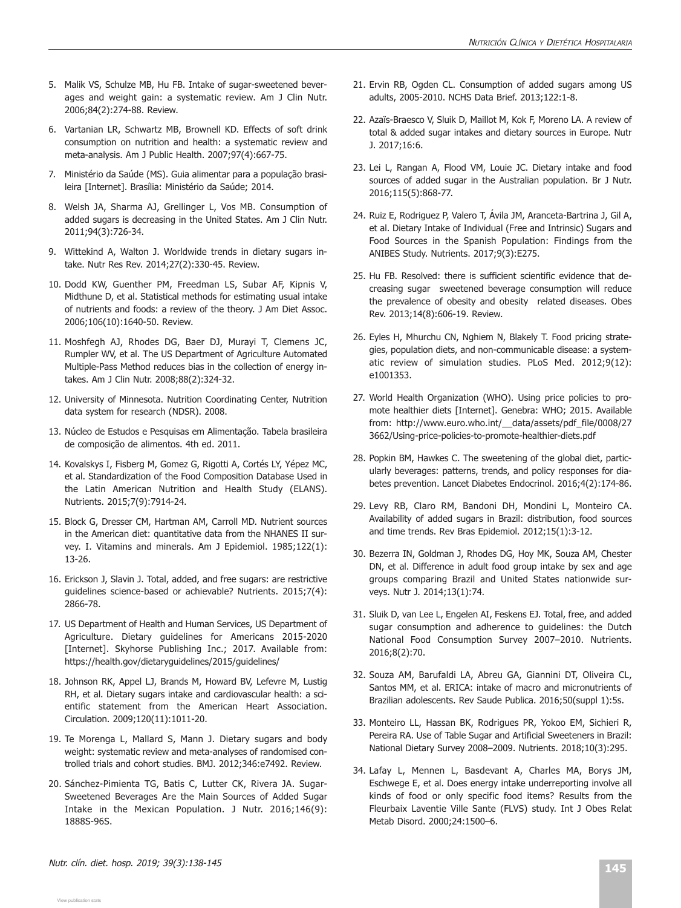5. Malik VS, Schulze MB, Hu FB. Intake of sugar-sweetened beverages and weight gain: a systematic review. Am J Clin Nutr. 2006;84(2):274-88. Review.

6. Vartanian LR, Schwartz MB, Brownell KD. Effects of soft drink consumption on nutrition and health: a systematic review and meta-analysis. Am J Public Health. 2007;97(4):667-75.

7. Ministério da Saúde (MS). Guia alimentar para a população brasileira [Internet]. Brasília: Ministério da Saúde; 2014.

8. Welsh JA, Sharma AJ, Grellinger L, Vos MB. Consumption of added sugars is decreasing in the United States. Am J Clin Nutr. 2011;94(3):726-34.

9. Wittekind A, Walton J. Worldwide trends in dietary sugars intake. Nutr Res Rev. 2014;27(2):330-45. Review.

10. Dodd KW, Guenther PM, Freedman LS, Subar AF, Kipnis V, Midthune D, et al. Statistical methods for estimating usual intake of nutrients and foods: a review of the theory. J Am Diet Assoc. 2006;106(10):1640-50. Review.

11. Moshfegh AJ, Rhodes DG, Baer DJ, Murayi T, Clemens JC, Rumpler WV, et al. The US Department of Agriculture Automated Multiple-Pass Method reduces bias in the collection of energy intakes. Am J Clin Nutr. 2008;88(2):324-32.

12. University of Minnesota. Nutrition Coordinating Center, Nutrition data system for research (NDSR). 2008.

13. Núcleo de Estudos e Pesquisas em Alimentação. Tabela brasileira de composição de alimentos. 4th ed. 2011.

14. Kovalskys I, Fisberg M, Gomez G, Rigotti A, Cortés LY, Yépez MC, et al. Standardization of the Food Composition Database Used in the Latin American Nutrition and Health Study (ELANS). Nutrients. 2015;7(9):7914-24.

15. Block G, Dresser CM, Hartman AM, Carroll MD. Nutrient sources in the American diet: quantitative data from the NHANES II survey. I. Vitamins and minerals. Am J Epidemiol. 1985;122(1): 13-26.

16. Erickson J, Slavin J. Total, added, and free sugars: are restrictive guidelines science-based or achievable? Nutrients. 2015;7(4): 2866-78.

17. US Department of Health and Human Services, US Department of Agriculture. Dietary guidelines for Americans 2015-2020 [Internet]. Skyhorse Publishing Inc.; 2017. Available from: https://health.gov/dietaryguidelines/2015/guidelines/

18. Johnson RK, Appel LJ, Brands M, Howard BV, Lefevre M, Lustig RH, et al. Dietary sugars intake and cardiovascular health: a scientific statement from the American Heart Association. Circulation. 2009;120(11):1011-20.

19. Te Morenga L, Mallard S, Mann J. Dietary sugars and body weight: systematic review and meta-analyses of randomised controlled trials and cohort studies. BMJ. 2012;346:e7492. Review.

20. Sánchez-Pimienta TG, Batis C, Lutter CK, Rivera JA. Sugar-Sweetened Beverages Are the Main Sources of Added Sugar Intake in the Mexican Population. J Nutr. 2016;146(9): 1888S-96S.

21. Ervin RB, Ogden CL. Consumption of added sugars among US adults, 2005-2010. NCHS Data Brief. 2013;122:1-8.

22. Azaïs-Braesco V, Sluik D, Maillot M, Kok F, Moreno LA. A review of total & added sugar intakes and dietary sources in Europe. Nutr J. 2017;16:6.

23. Lei L, Rangan A, Flood VM, Louie JC. Dietary intake and food sources of added sugar in the Australian population. Br J Nutr. 2016;115(5):868-77.

24. Ruiz E, Rodriguez P, Valero T, Ávila JM, Aranceta-Bartrina J, Gil A, et al. Dietary Intake of Individual (Free and Intrinsic) Sugars and Food Sources in the Spanish Population: Findings from the ANIBES Study. Nutrients. 2017;9(3):E275.

25. Hu FB. Resolved: there is sufficient scientific evidence that decreasing sugar sweetened beverage consumption will reduce the prevalence of obesity and obesity related diseases. Obes Rev. 2013;14(8):606-19. Review.

26. Eyles H, Mhurchu CN, Nghiem N, Blakely T. Food pricing strategies, population diets, and non-communicable disease: a systematic review of simulation studies. PLoS Med. 2012;9(12): e1001353.

27. World Health Organization (WHO). Using price policies to promote healthier diets [Internet]. Genebra: WHO; 2015. Available from: http://www.euro.who.int/__data/assets/pdf_file/0008/273662/Using-price-policies-to-promote-healthier-diets.pdf

28. Popkin BM, Hawkes C. The sweetening of the global diet, particularly beverages: patterns, trends, and policy responses for diabetes prevention. Lancet Diabetes Endocrinol. 2016;4(2):174-86.

29. Levy RB, Claro RM, Bandoni DH, Mondini L, Monteiro CA. Availability of added sugars in Brazil: distribution, food sources and time trends. Rev Bras Epidemiol. 2012;15(1):3-12.

30. Bezerra IN, Goldman J, Rhodes DG, Hoy MK, Souza AM, Chester DN, et al. Difference in adult food group intake by sex and age groups comparing Brazil and United States nationwide surveys. Nutr J. 2014;13(1):74.

31. Sluik D, van Lee L, Engelen AI, Feskens EJ. Total, free, and added sugar consumption and adherence to guidelines: the Dutch National Food Consumption Survey 2007–2010. Nutrients. 2016;8(2):70.

32. Souza AM, Barufaldi LA, Abreu GA, Giannini DT, Oliveira CL, Santos MM, et al. ERICA: intake of macro and micronutrients of Brazilian adolescents. Rev Saude Publica. 2016;50(suppl 1):5s.

33. Monteiro LL, Hassan BK, Rodrigues PR, Yokoo EM, Sichieri R, Pereira RA. Use of Table Sugar and Artificial Sweeteners in Brazil: National Dietary Survey 2008–2009. Nutrients. 2018;10(3):295.

34. Lafay L, Mennen L, Basdevant A, Charles MA, Borys JM, Eschwege E, et al. Does energy intake underreporting involve all kinds of food or only specific food items? Results from the Fleurbaix Laventie Ville Sante (FLVS) study. Int J Obes Relat Metab Disord. 2000;24:1500–6.